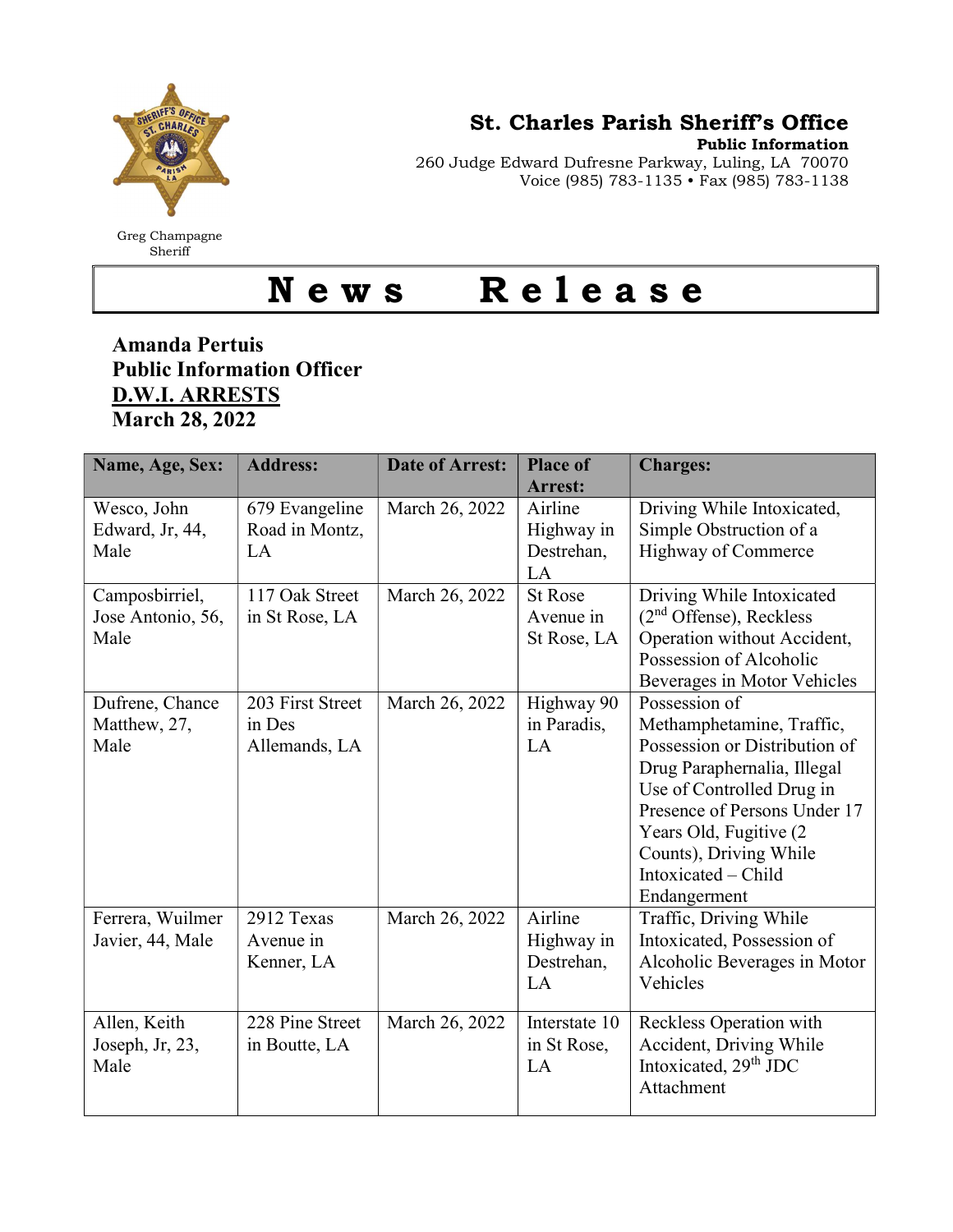Greg Champagne
Sheriff

**St. Charles Parish Sheriff's Office**
**Public Information**
260 Judge Edward Dufresne Parkway, Luling, LA 70070
Voice (985) 783-1135 • Fax (985) 783-1138

# News Release

**Amanda Pertuis**
**Public Information Officer**
**D.W.I. ARRESTS**
**March 28, 2022**

| Name, Age, Sex: | Address: | Date of Arrest: | Place of Arrest: | Charges: |
|---|---|---|---|---|
| Wesco, John Edward, Jr, 44, Male | 679 Evangeline Road in Montz, LA | March 26, 2022 | Airline Highway in Destrehan, LA | Driving While Intoxicated, Simple Obstruction of a Highway of Commerce |
| Camposbirriel, Jose Antonio, 56, Male | 117 Oak Street in St Rose, LA | March 26, 2022 | St Rose Avenue in St Rose, LA | Driving While Intoxicated (2nd Offense), Reckless Operation without Accident, Possession of Alcoholic Beverages in Motor Vehicles |
| Dufrene, Chance Matthew, 27, Male | 203 First Street in Des Allemands, LA | March 26, 2022 | Highway 90 in Paradis, LA | Possession of Methamphetamine, Traffic, Possession or Distribution of Drug Paraphernalia, Illegal Use of Controlled Drug in Presence of Persons Under 17 Years Old, Fugitive (2 Counts), Driving While Intoxicated – Child Endangerment |
| Ferrera, Wuilmer Javier, 44, Male | 2912 Texas Avenue in Kenner, LA | March 26, 2022 | Airline Highway in Destrehan, LA | Traffic, Driving While Intoxicated, Possession of Alcoholic Beverages in Motor Vehicles |
| Allen, Keith Joseph, Jr, 23, Male | 228 Pine Street in Boutte, LA | March 26, 2022 | Interstate 10 in St Rose, LA | Reckless Operation with Accident, Driving While Intoxicated, 29th JDC Attachment |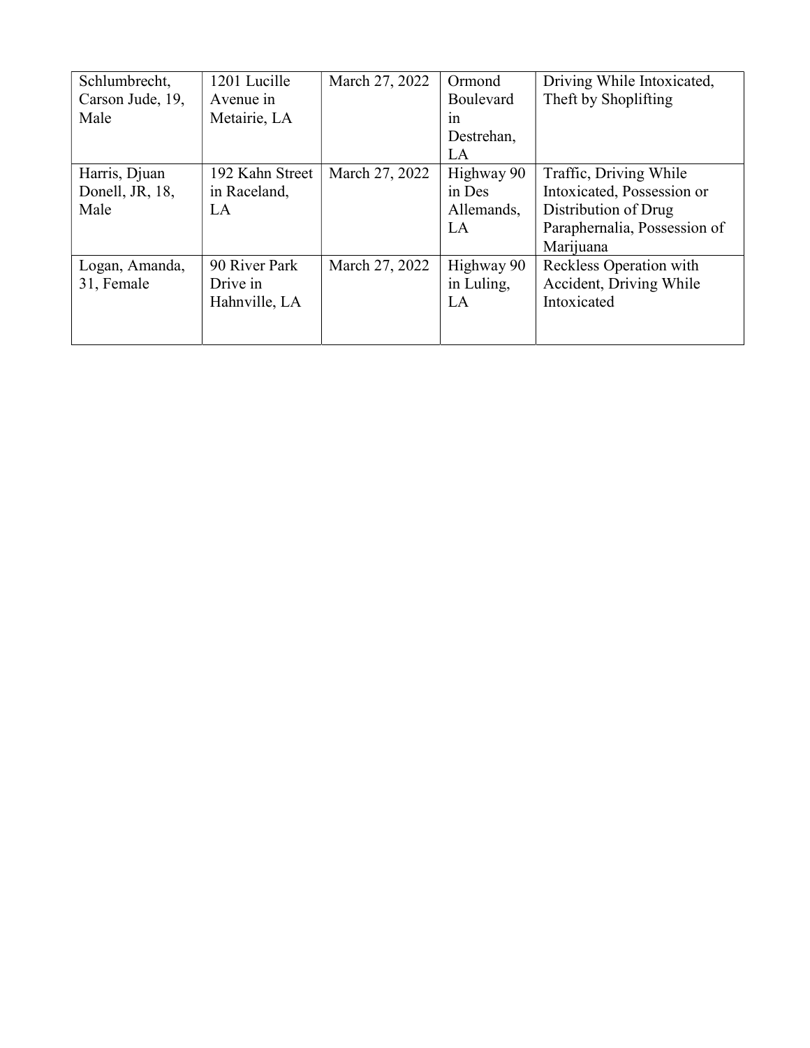| | | | | |
|---|---|---|---|---|
| Schlumbrecht, Carson Jude, 19, Male | 1201 Lucille Avenue in Metairie, LA | March 27, 2022 | Ormond Boulevard in Destrehan, LA | Driving While Intoxicated, Theft by Shoplifting |
| Harris, Djuan Donell, JR, 18, Male | 192 Kahn Street in Raceland, LA | March 27, 2022 | Highway 90 in Des Allemands, LA | Traffic, Driving While Intoxicated, Possession or Distribution of Drug Paraphernalia, Possession of Marijuana |
| Logan, Amanda, 31, Female | 90 River Park Drive in Hahnville, LA | March 27, 2022 | Highway 90 in Luling, LA | Reckless Operation with Accident, Driving While Intoxicated |